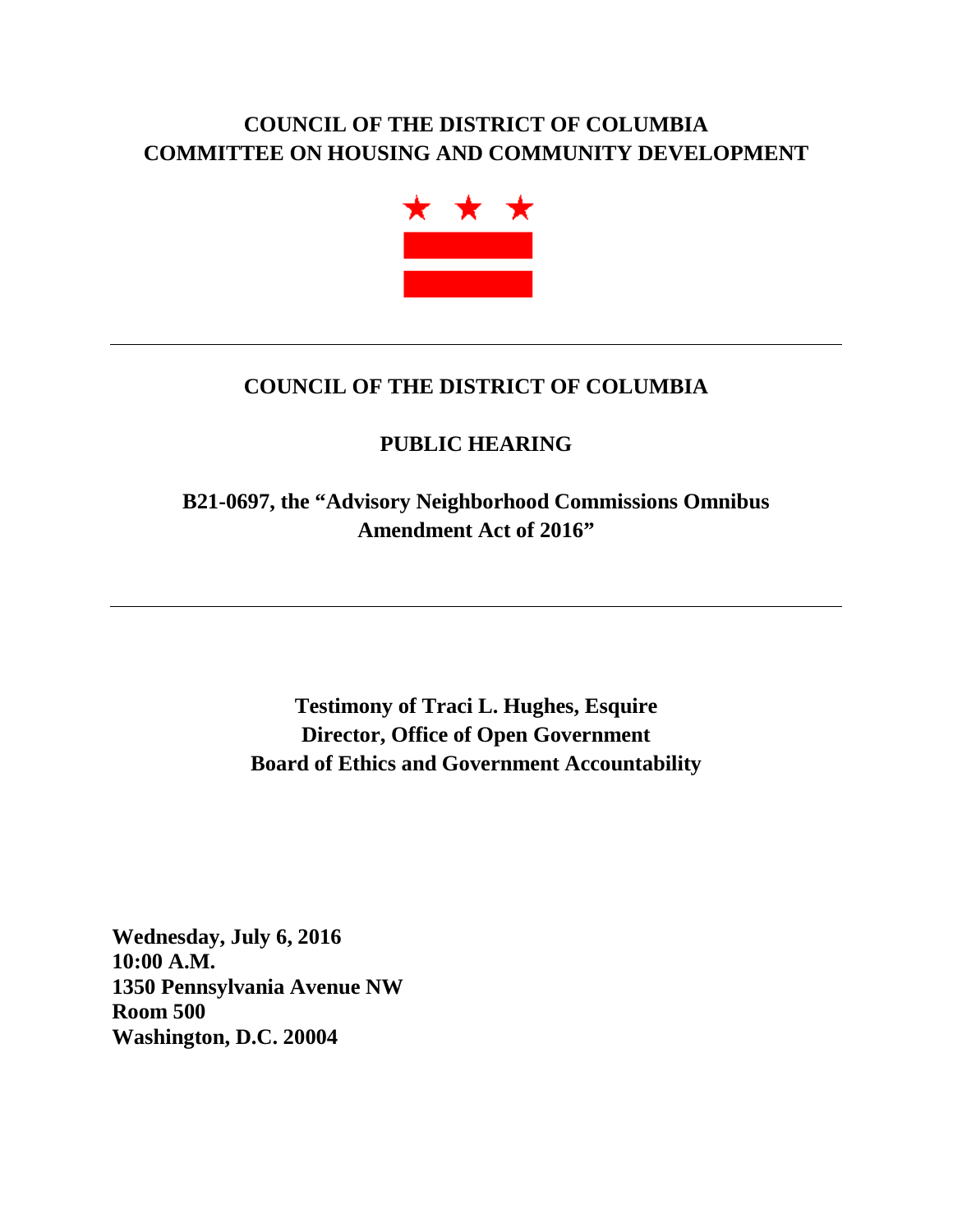# COUNCIL OF THE DISTRICT OF COLUMBIA
# COMMITTEE ON HOUSING AND COMMUNITY DEVELOPMENT

---

## COUNCIL OF THE DISTRICT OF COLUMBIA

## PUBLIC HEARING

## B21-0697, the "Advisory Neighborhood Commissions Omnibus Amendment Act of 2016"

---

**Testimony of Traci L. Hughes, Esquire**
**Director, Office of Open Government**
**Board of Ethics and Government Accountability**

**Wednesday, July 6, 2016**
**10:00 A.M.**
**1350 Pennsylvania Avenue NW**
**Room 500**
**Washington, D.C. 20004**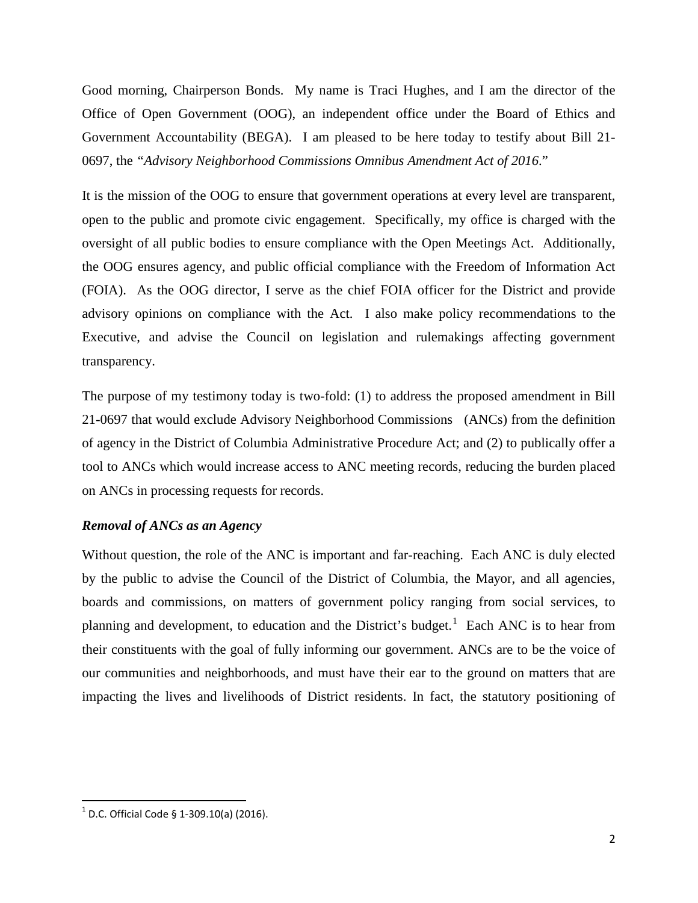Good morning, Chairperson Bonds. My name is Traci Hughes, and I am the director of the Office of Open Government (OOG), an independent office under the Board of Ethics and Government Accountability (BEGA). I am pleased to be here today to testify about Bill 21-0697, the *"Advisory Neighborhood Commissions Omnibus Amendment Act of 2016*."

It is the mission of the OOG to ensure that government operations at every level are transparent, open to the public and promote civic engagement. Specifically, my office is charged with the oversight of all public bodies to ensure compliance with the Open Meetings Act. Additionally, the OOG ensures agency, and public official compliance with the Freedom of Information Act (FOIA). As the OOG director, I serve as the chief FOIA officer for the District and provide advisory opinions on compliance with the Act. I also make policy recommendations to the Executive, and advise the Council on legislation and rulemakings affecting government transparency.

The purpose of my testimony today is two-fold: (1) to address the proposed amendment in Bill 21-0697 that would exclude Advisory Neighborhood Commissions (ANCs) from the definition of agency in the District of Columbia Administrative Procedure Act; and (2) to publically offer a tool to ANCs which would increase access to ANC meeting records, reducing the burden placed on ANCs in processing requests for records.

### *Removal of ANCs as an Agency*

Without question, the role of the ANC is important and far-reaching. Each ANC is duly elected by the public to advise the Council of the District of Columbia, the Mayor, and all agencies, boards and commissions, on matters of government policy ranging from social services, to planning and development, to education and the District's budget.[1] Each ANC is to hear from their constituents with the goal of fully informing our government. ANCs are to be the voice of our communities and neighborhoods, and must have their ear to the ground on matters that are impacting the lives and livelihoods of District residents. In fact, the statutory positioning of

[1] D.C. Official Code § 1-309.10(a) (2016).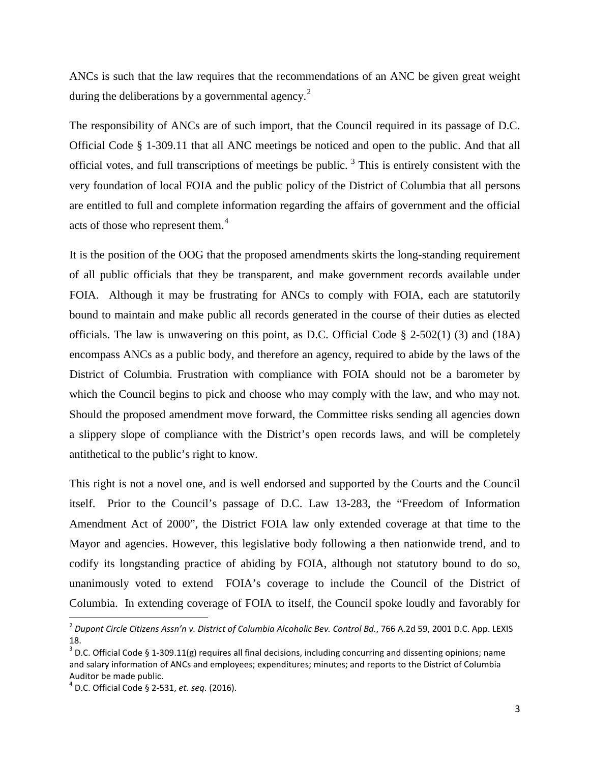ANCs is such that the law requires that the recommendations of an ANC be given great weight during the deliberations by a governmental agency.[2]

The responsibility of ANCs are of such import, that the Council required in its passage of D.C. Official Code § 1-309.11 that all ANC meetings be noticed and open to the public. And that all official votes, and full transcriptions of meetings be public. [3] This is entirely consistent with the very foundation of local FOIA and the public policy of the District of Columbia that all persons are entitled to full and complete information regarding the affairs of government and the official acts of those who represent them.[4]

It is the position of the OOG that the proposed amendments skirts the long-standing requirement of all public officials that they be transparent, and make government records available under FOIA. Although it may be frustrating for ANCs to comply with FOIA, each are statutorily bound to maintain and make public all records generated in the course of their duties as elected officials. The law is unwavering on this point, as D.C. Official Code § 2-502(1) (3) and (18A) encompass ANCs as a public body, and therefore an agency, required to abide by the laws of the District of Columbia. Frustration with compliance with FOIA should not be a barometer by which the Council begins to pick and choose who may comply with the law, and who may not. Should the proposed amendment move forward, the Committee risks sending all agencies down a slippery slope of compliance with the District's open records laws, and will be completely antithetical to the public's right to know.

This right is not a novel one, and is well endorsed and supported by the Courts and the Council itself. Prior to the Council's passage of D.C. Law 13-283, the "Freedom of Information Amendment Act of 2000", the District FOIA law only extended coverage at that time to the Mayor and agencies. However, this legislative body following a then nationwide trend, and to codify its longstanding practice of abiding by FOIA, although not statutory bound to do so, unanimously voted to extend FOIA's coverage to include the Council of the District of Columbia. In extending coverage of FOIA to itself, the Council spoke loudly and favorably for

---

[2] *Dupont Circle Citizens Assn'n v. District of Columbia Alcoholic Bev. Control Bd.*, 766 A.2d 59, 2001 D.C. App. LEXIS 18.

[3] D.C. Official Code § 1-309.11(g) requires all final decisions, including concurring and dissenting opinions; name and salary information of ANCs and employees; expenditures; minutes; and reports to the District of Columbia Auditor be made public.

[4] D.C. Official Code § 2-531, *et. seq.* (2016).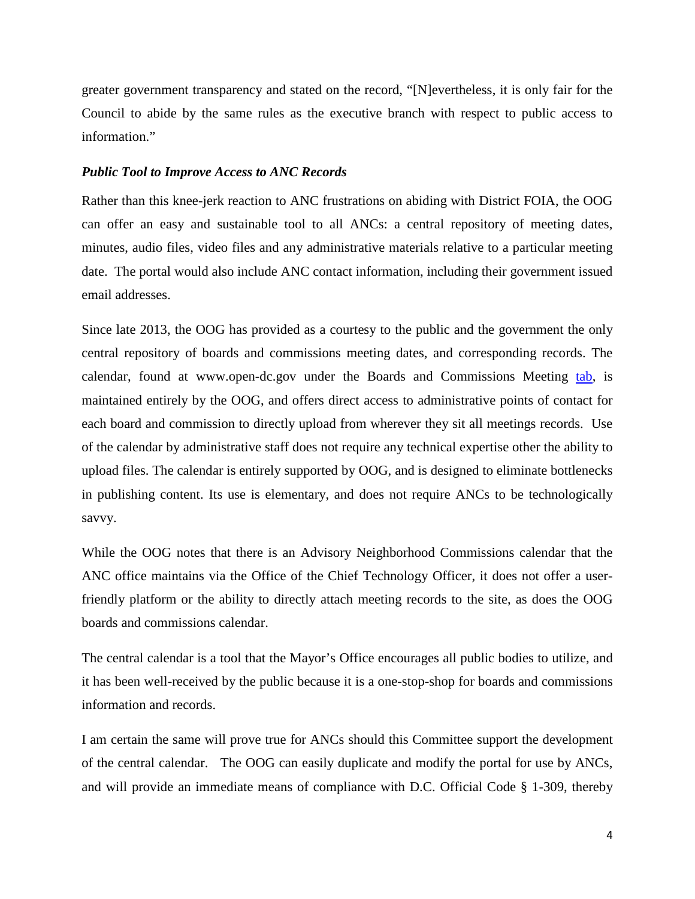greater government transparency and stated on the record, "[N]evertheless, it is only fair for the Council to abide by the same rules as the executive branch with respect to public access to information."

***Public Tool to Improve Access to ANC Records***

Rather than this knee-jerk reaction to ANC frustrations on abiding with District FOIA, the OOG can offer an easy and sustainable tool to all ANCs: a central repository of meeting dates, minutes, audio files, video files and any administrative materials relative to a particular meeting date. The portal would also include ANC contact information, including their government issued email addresses.

Since late 2013, the OOG has provided as a courtesy to the public and the government the only central repository of boards and commissions meeting dates, and corresponding records. The calendar, found at www.open-dc.gov under the Boards and Commissions Meeting tab, is maintained entirely by the OOG, and offers direct access to administrative points of contact for each board and commission to directly upload from wherever they sit all meetings records. Use of the calendar by administrative staff does not require any technical expertise other the ability to upload files. The calendar is entirely supported by OOG, and is designed to eliminate bottlenecks in publishing content. Its use is elementary, and does not require ANCs to be technologically savvy.

While the OOG notes that there is an Advisory Neighborhood Commissions calendar that the ANC office maintains via the Office of the Chief Technology Officer, it does not offer a user-friendly platform or the ability to directly attach meeting records to the site, as does the OOG boards and commissions calendar.

The central calendar is a tool that the Mayor's Office encourages all public bodies to utilize, and it has been well-received by the public because it is a one-stop-shop for boards and commissions information and records.

I am certain the same will prove true for ANCs should this Committee support the development of the central calendar. The OOG can easily duplicate and modify the portal for use by ANCs, and will provide an immediate means of compliance with D.C. Official Code § 1-309, thereby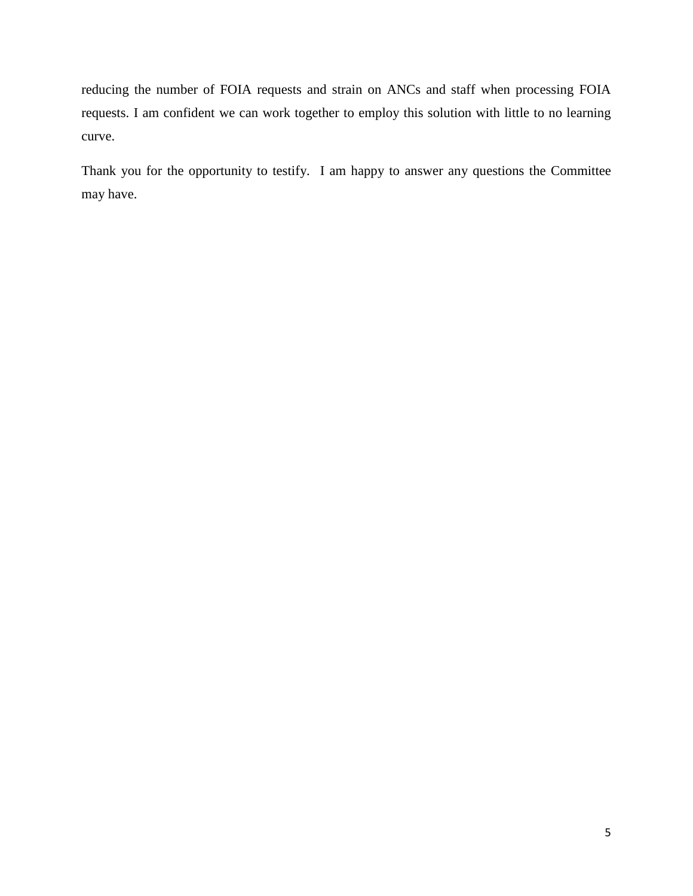reducing the number of FOIA requests and strain on ANCs and staff when processing FOIA requests. I am confident we can work together to employ this solution with little to no learning curve.

Thank you for the opportunity to testify. I am happy to answer any questions the Committee may have.